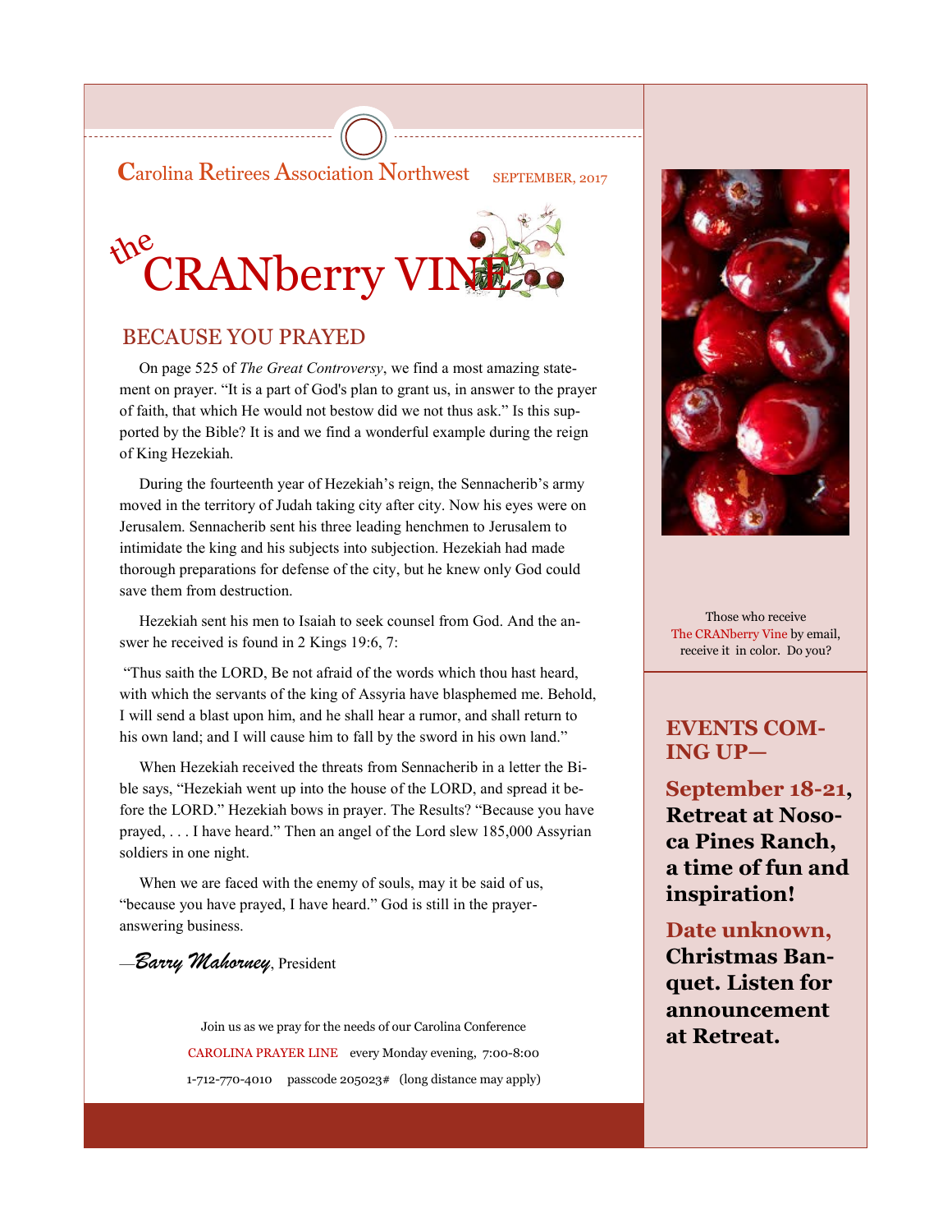Carolina Retirees Association Northwest SEPTEMBER, 2017

# the CRANberry VINE

## BECAUSE YOU PRAYED

On page 525 of *The Great Controversy*, we find a most amazing statement on prayer. "It is a part of God's plan to grant us, in answer to the prayer of faith, that which He would not bestow did we not thus ask." Is this supported by the Bible? It is and we find a wonderful example during the reign of King Hezekiah.

During the fourteenth year of Hezekiah's reign, the Sennacherib's army moved in the territory of Judah taking city after city. Now his eyes were on Jerusalem. Sennacherib sent his three leading henchmen to Jerusalem to intimidate the king and his subjects into subjection. Hezekiah had made thorough preparations for defense of the city, but he knew only God could save them from destruction.

Hezekiah sent his men to Isaiah to seek counsel from God. And the answer he received is found in 2 Kings 19:6, 7:

"Thus saith the LORD, Be not afraid of the words which thou hast heard, with which the servants of the king of Assyria have blasphemed me. Behold, I will send a blast upon him, and he shall hear a rumor, and shall return to his own land; and I will cause him to fall by the sword in his own land."

When Hezekiah received the threats from Sennacherib in a letter the Bible says, "Hezekiah went up into the house of the LORD, and spread it before the LORD." Hezekiah bows in prayer. The Results? "Because you have prayed, . . . I have heard." Then an angel of the Lord slew 185,000 Assyrian soldiers in one night.

When we are faced with the enemy of souls, may it be said of us, "because you have prayed, I have heard." God is still in the prayer-answering business.

—*Barry Mahorney*, President

Join us as we pray for the needs of our Carolina Conference

CAROLINA PRAYER LINE every Monday evening, 7:00-8:00

1-712-770-4010 passcode 205023# (long distance may apply)

Those who receive The CRANberry Vine by email, receive it in color. Do you?

## EVENTS COMING UP—

**September 18-21, Retreat at Nosoca Pines Ranch, a time of fun and inspiration!**

**Date unknown, Christmas Banquet. Listen for announcement at Retreat.**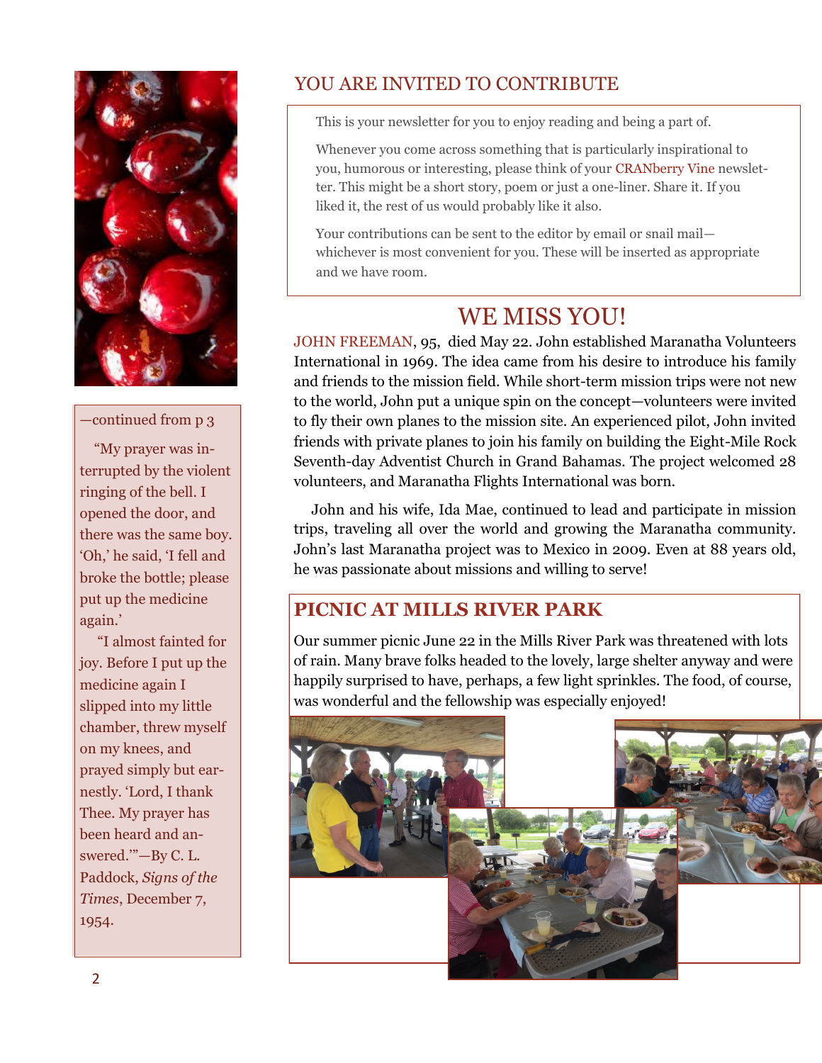—continued from p 3

"My prayer was interrupted by the violent ringing of the bell. I opened the door, and there was the same boy. 'Oh,' he said, 'I fell and broke the bottle; please put up the medicine again.'

"I almost fainted for joy. Before I put up the medicine again I slipped into my little chamber, threw myself on my knees, and prayed simply but earnestly. 'Lord, I thank Thee. My prayer has been heard and answered.'"—By C. L. Paddock, *Signs of the Times*, December 7, 1954.

## YOU ARE INVITED TO CONTRIBUTE

This is your newsletter for you to enjoy reading and being a part of.

Whenever you come across something that is particularly inspirational to you, humorous or interesting, please think of your CRANberry Vine newsletter. This might be a short story, poem or just a one-liner. Share it. If you liked it, the rest of us would probably like it also.

Your contributions can be sent to the editor by email or snail mail—whichever is most convenient for you. These will be inserted as appropriate and we have room.

## WE MISS YOU!

JOHN FREEMAN, 95, died May 22. John established Maranatha Volunteers International in 1969. The idea came from his desire to introduce his family and friends to the mission field. While short-term mission trips were not new to the world, John put a unique spin on the concept—volunteers were invited to fly their own planes to the mission site. An experienced pilot, John invited friends with private planes to join his family on building the Eight-Mile Rock Seventh-day Adventist Church in Grand Bahamas. The project welcomed 28 volunteers, and Maranatha Flights International was born.

John and his wife, Ida Mae, continued to lead and participate in mission trips, traveling all over the world and growing the Maranatha community. John's last Maranatha project was to Mexico in 2009. Even at 88 years old, he was passionate about missions and willing to serve!

## PICNIC AT MILLS RIVER PARK

Our summer picnic June 22 in the Mills River Park was threatened with lots of rain. Many brave folks headed to the lovely, large shelter anyway and were happily surprised to have, perhaps, a few light sprinkles. The food, of course, was wonderful and the fellowship was especially enjoyed!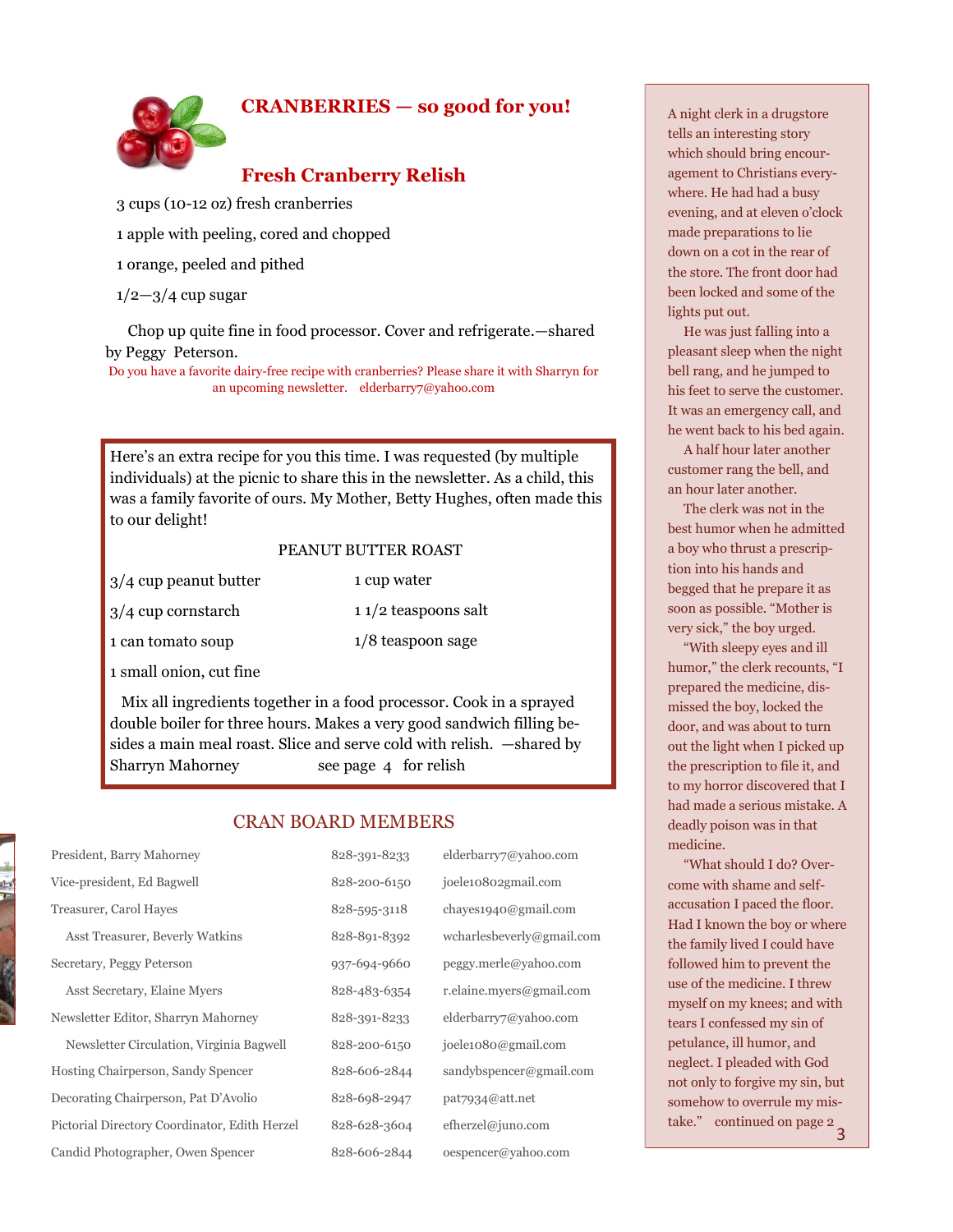## CRANBERRIES — so good for you!

### Fresh Cranberry Relish

3 cups (10-12 oz) fresh cranberries

1 apple with peeling, cored and chopped

1 orange, peeled and pithed

1/2—3/4 cup sugar

Chop up quite fine in food processor. Cover and refrigerate.—shared by Peggy Peterson.

Do you have a favorite dairy-free recipe with cranberries? Please share it with Sharryn for an upcoming newsletter. elderbarry7@yahoo.com

---

Here's an extra recipe for you this time. I was requested (by multiple individuals) at the picnic to share this in the newsletter. As a child, this was a family favorite of ours. My Mother, Betty Hughes, often made this to our delight!

PEANUT BUTTER ROAST

| | |
|---|---|
| 3/4 cup peanut butter | 1 cup water |
| 3/4 cup cornstarch | 1 1/2 teaspoons salt |
| 1 can tomato soup | 1/8 teaspoon sage |
| 1 small onion, cut fine | |

Mix all ingredients together in a food processor. Cook in a sprayed double boiler for three hours. Makes a very good sandwich filling besides a main meal roast. Slice and serve cold with relish. —shared by Sharryn Mahorney see page 4 for relish

---

## CRAN BOARD MEMBERS

| | | |
|---|---|---|
| President, Barry Mahorney | 828-391-8233 | elderbarry7@yahoo.com |
| Vice-president, Ed Bagwell | 828-200-6150 | joele10802gmail.com |
| Treasurer, Carol Hayes | 828-595-3118 | chayes1940@gmail.com |
| Asst Treasurer, Beverly Watkins | 828-891-8392 | wcharlesbeverly@gmail.com |
| Secretary, Peggy Peterson | 937-694-9660 | peggy.merle@yahoo.com |
| Asst Secretary, Elaine Myers | 828-483-6354 | r.elaine.myers@gmail.com |
| Newsletter Editor, Sharryn Mahorney | 828-391-8233 | elderbarry7@yahoo.com |
| Newsletter Circulation, Virginia Bagwell | 828-200-6150 | joele1080@gmail.com |
| Hosting Chairperson, Sandy Spencer | 828-606-2844 | sandybspencer@gmail.com |
| Decorating Chairperson, Pat D'Avolio | 828-698-2947 | pat7934@att.net |
| Pictorial Directory Coordinator, Edith Herzel | 828-628-3604 | efherzel@juno.com |
| Candid Photographer, Owen Spencer | 828-606-2844 | oespencer@yahoo.com |

---

A night clerk in a drugstore tells an interesting story which should bring encouragement to Christians everywhere. He had had a busy evening, and at eleven o'clock made preparations to lie down on a cot in the rear of the store. The front door had been locked and some of the lights put out.

He was just falling into a pleasant sleep when the night bell rang, and he jumped to his feet to serve the customer. It was an emergency call, and he went back to his bed again.

A half hour later another customer rang the bell, and an hour later another.

The clerk was not in the best humor when he admitted a boy who thrust a prescription into his hands and begged that he prepare it as soon as possible. "Mother is very sick," the boy urged.

"With sleepy eyes and ill humor," the clerk recounts, "I prepared the medicine, dismissed the boy, locked the door, and was about to turn out the light when I picked up the prescription to file it, and to my horror discovered that I had made a serious mistake. A deadly poison was in that medicine.

"What should I do? Overcome with shame and self-accusation I paced the floor. Had I known the boy or where the family lived I could have followed him to prevent the use of the medicine. I threw myself on my knees; and with tears I confessed my sin of petulance, ill humor, and neglect. I pleaded with God not only to forgive my sin, but somehow to overrule my mistake." continued on page 2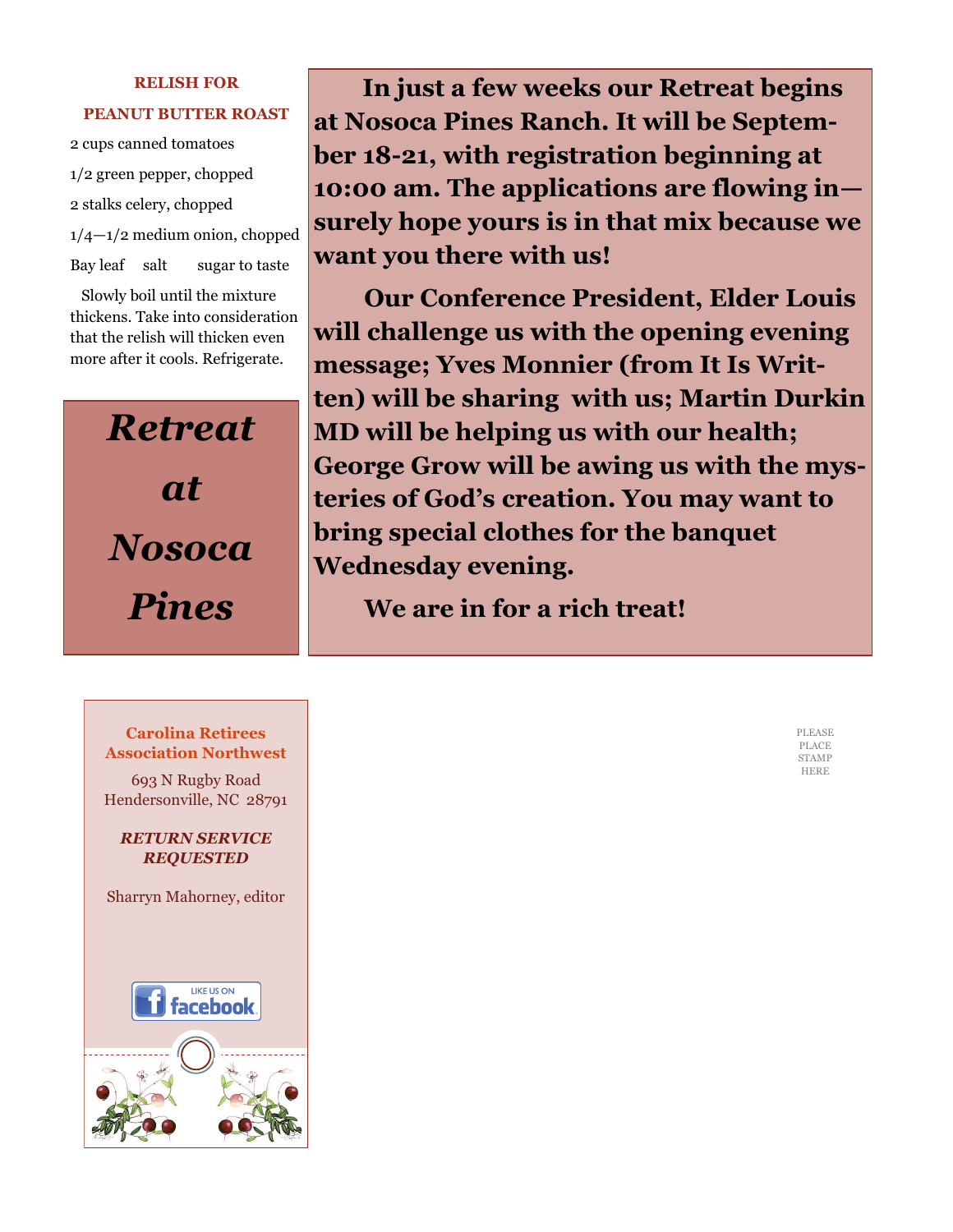### RELISH FOR PEANUT BUTTER ROAST

2 cups canned tomatoes

1/2 green pepper, chopped

2 stalks celery, chopped

1/4—1/2 medium onion, chopped

Bay leaf   salt   sugar to taste

Slowly boil until the mixture thickens. Take into consideration that the relish will thicken even more after it cools. Refrigerate.

# *Retreat at Nosoca Pines*

**In just a few weeks our Retreat begins at Nosoca Pines Ranch. It will be September 18-21, with registration beginning at 10:00 am. The applications are flowing in—surely hope yours is in that mix because we want you there with us!**

**Our Conference President, Elder Louis will challenge us with the opening evening message; Yves Monnier (from It Is Written) will be sharing with us; Martin Durkin MD will be helping us with our health; George Grow will be awing us with the mysteries of God's creation. You may want to bring special clothes for the banquet Wednesday evening.**

**We are in for a rich treat!**

**Carolina Retirees Association Northwest**

693 N Rugby Road
Hendersonville, NC 28791

***RETURN SERVICE REQUESTED***

Sharryn Mahorney, editor

LIKE US ON facebook

PLEASE PLACE STAMP HERE